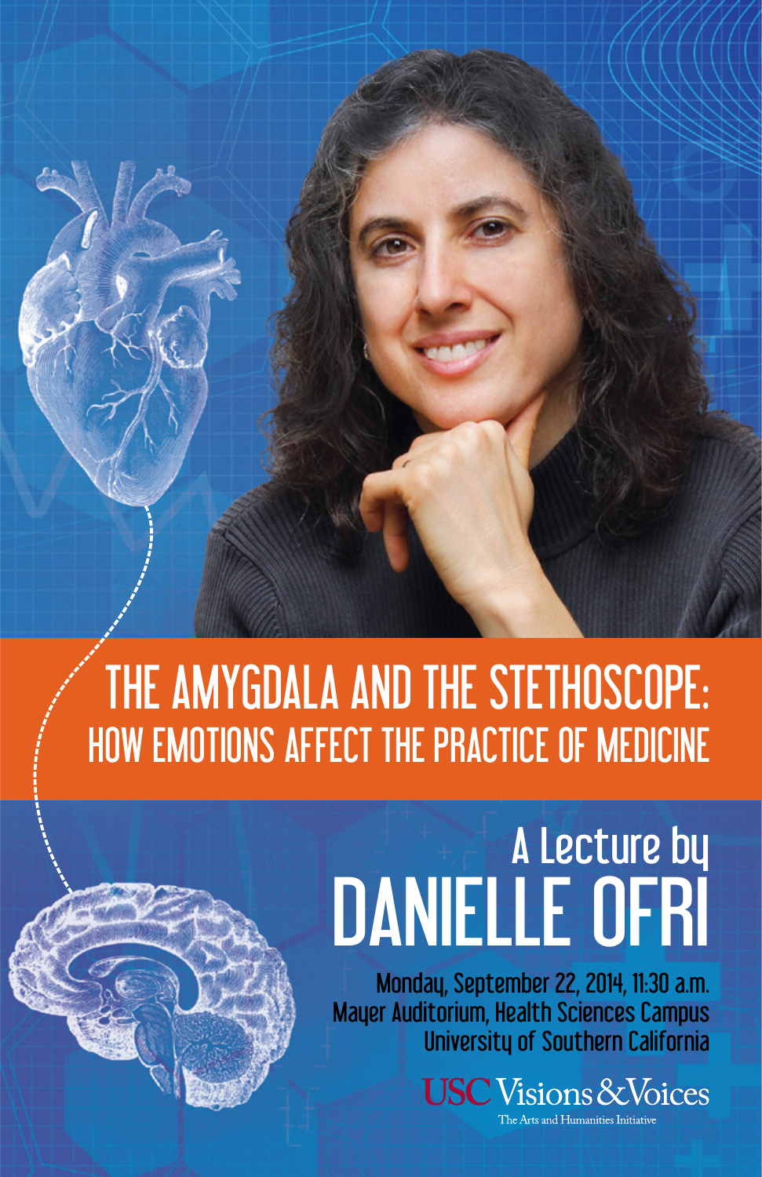# THE AMYGDALA AND THE STETHOSCOPE:
## HOW EMOTIONS AFFECT THE PRACTICE OF MEDICINE

A Lecture by
# DANIELLE OFRI

Monday, September 22, 2014, 11:30 a.m.
Mayer Auditorium, Health Sciences Campus
University of Southern California

USC Visions & Voices
The Arts and Humanities Initiative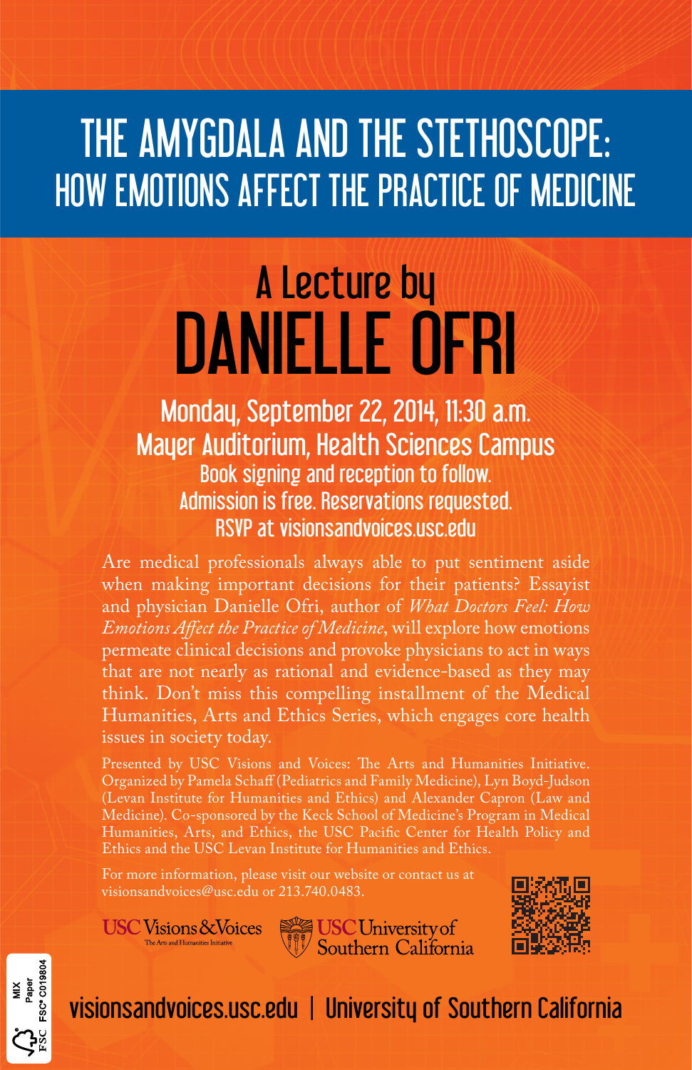# THE AMYGDALA AND THE STETHOSCOPE:
## HOW EMOTIONS AFFECT THE PRACTICE OF MEDICINE

## A Lecture by
# DANIELLE OFRI

**Monday, September 22, 2014, 11:30 a.m.**
**Mayer Auditorium, Health Sciences Campus**
Book signing and reception to follow.
Admission is free. Reservations requested.
RSVP at visionsandvoices.usc.edu

Are medical professionals always able to put sentiment aside when making important decisions for their patients? Essayist and physician Danielle Ofri, author of *What Doctors Feel: How Emotions Affect the Practice of Medicine*, will explore how emotions permeate clinical decisions and provoke physicians to act in ways that are not nearly as rational and evidence-based as they may think. Don't miss this compelling installment of the Medical Humanities, Arts and Ethics Series, which engages core health issues in society today.

Presented by USC Visions and Voices: The Arts and Humanities Initiative. Organized by Pamela Schaff (Pediatrics and Family Medicine), Lyn Boyd-Judson (Levan Institute for Humanities and Ethics) and Alexander Capron (Law and Medicine). Co-sponsored by the Keck School of Medicine's Program in Medical Humanities, Arts, and Ethics, the USC Pacific Center for Health Policy and Ethics and the USC Levan Institute for Humanities and Ethics.

For more information, please visit our website or contact us at visionsandvoices@usc.edu or 213.740.0483.

USC Visions & Voices
The Arts and Humanities Initiative

USC University of Southern California

MIX Paper FSC® C019804

visionsandvoices.usc.edu | University of Southern California